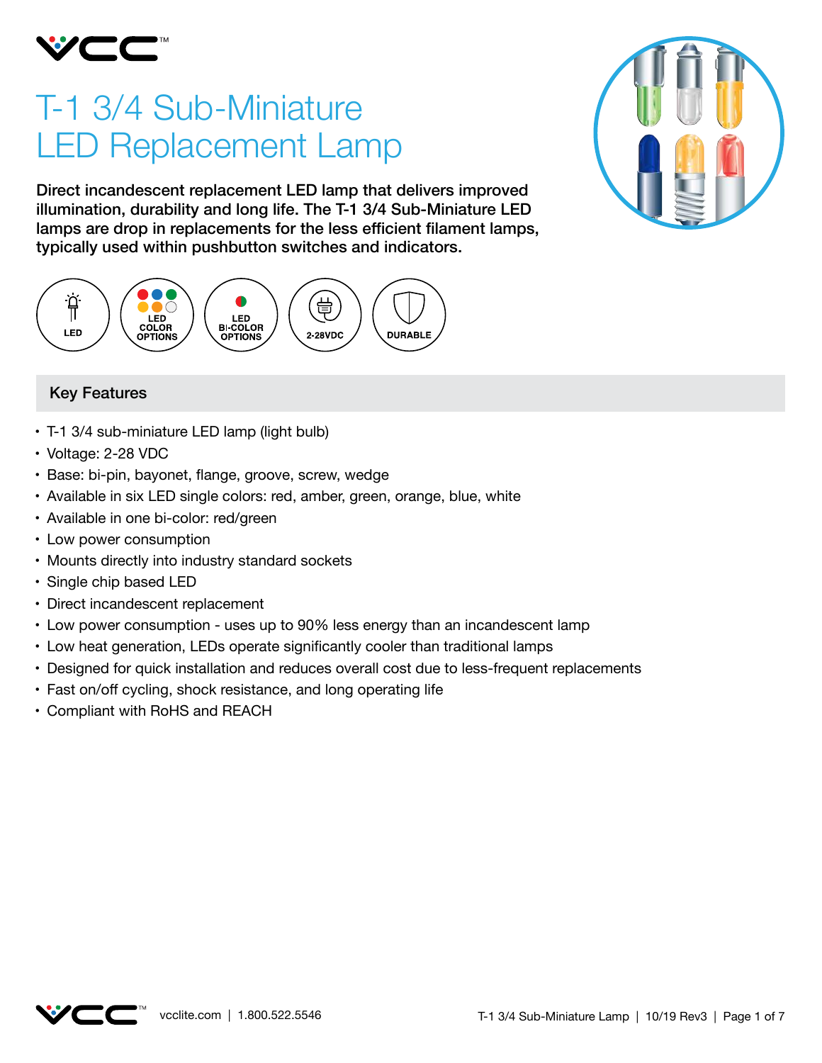# T-1 3/4 Sub-Miniature LED Replacement Lamp

**Direct incandescent replacement LED lamp that delivers improved illumination, durability and long life. The T-1 3/4 Sub-Miniature LED lamps are drop in replacements for the less efficient filament lamps, typically used within pushbutton switches and indicators.**

LED | LED COLOR OPTIONS | LED BI-COLOR OPTIONS | 2-28VDC | DURABLE

## Key Features

- T-1 3/4 sub-miniature LED lamp (light bulb)
- Voltage: 2-28 VDC
- Base: bi-pin, bayonet, flange, groove, screw, wedge
- Available in six LED single colors: red, amber, green, orange, blue, white
- Available in one bi-color: red/green
- Low power consumption
- Mounts directly into industry standard sockets
- Single chip based LED
- Direct incandescent replacement
- Low power consumption - uses up to 90% less energy than an incandescent lamp
- Low heat generation, LEDs operate significantly cooler than traditional lamps
- Designed for quick installation and reduces overall cost due to less-frequent replacements
- Fast on/off cycling, shock resistance, and long operating life
- Compliant with RoHS and REACH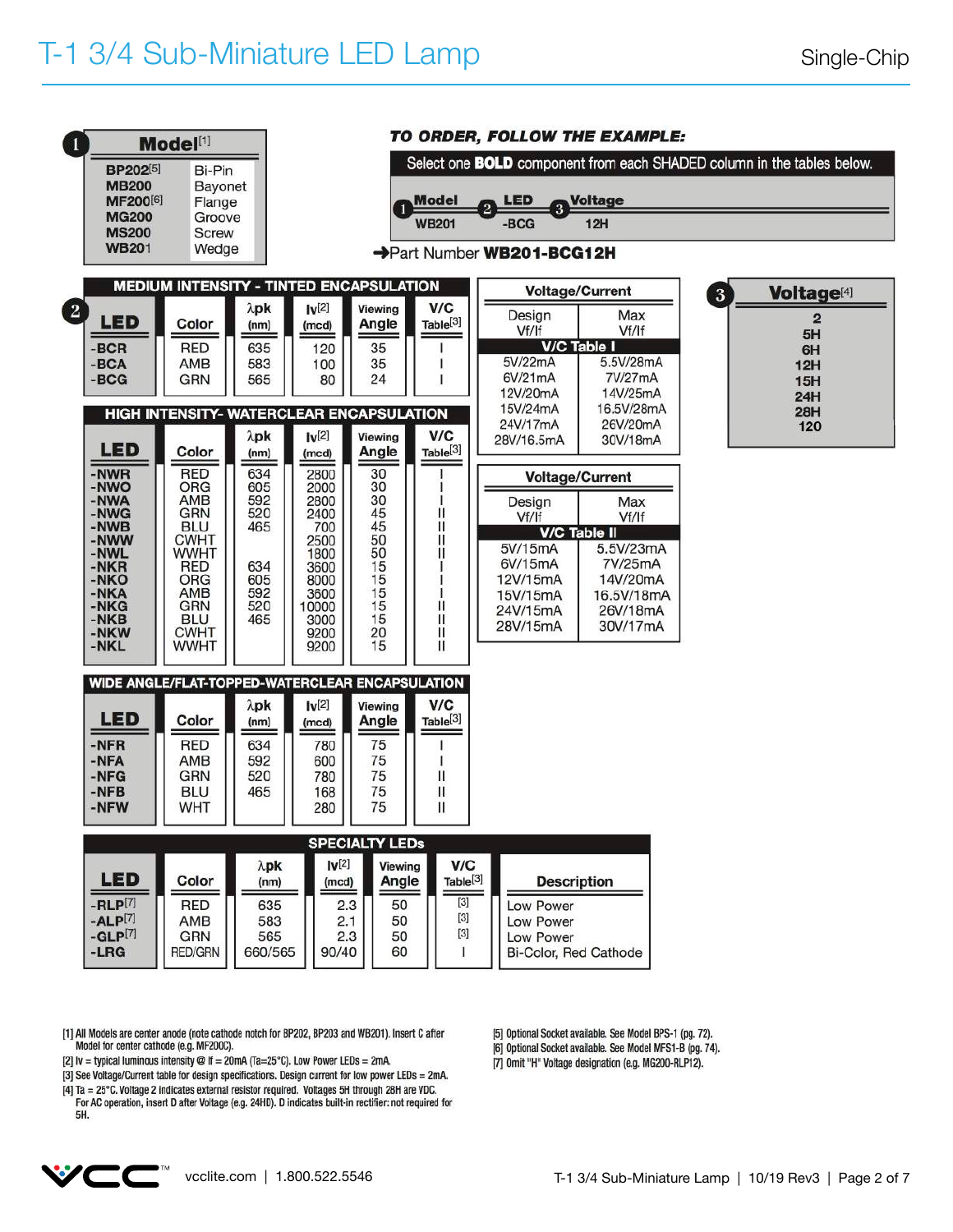# T-1 3/4 Sub-Miniature LED Lamp

Single-Chip

## 1 Model[1]

| Model | |
|---|---|
| **BP202**[5] | Bi-Pin |
| **MB200** | Bayonet |
| **MF200**[6] | Flange |
| **MG200** | Groove |
| **MS200** | Screw |
| **WB201** | Wedge |

**TO ORDER, FOLLOW THE EXAMPLE:**

Select one **BOLD** component from each SHADED column in the tables below.

| 1 Model | 2 LED | 3 Voltage |
|---|---|---|
| WB201 | -BCG | 12H |

➔Part Number **WB201-BCG12H**

## 2 LED

### MEDIUM INTENSITY - TINTED ENCAPSULATION

| LED | Color | λpk (nm) | Iv[2] (mcd) | Viewing Angle | V/C Table[3] |
|---|---|---|---|---|---|
| **-BCR** | RED | 635 | 120 | 35 | I |
| **-BCA** | AMB | 583 | 100 | 35 | I |
| **-BCG** | GRN | 565 | 80 | 24 | I |

### HIGH INTENSITY- WATERCLEAR ENCAPSULATION

| LED | Color | λpk (nm) | Iv[2] (mcd) | Viewing Angle | V/C Table[3] |
|---|---|---|---|---|---|
| **-NWR** | RED | 634 | 2800 | 30 | I |
| **-NWO** | ORG | 605 | 2000 | 30 | I |
| **-NWA** | AMB | 592 | 2800 | 30 | I |
| **-NWG** | GRN | 520 | 2400 | 45 | II |
| **-NWB** | BLU | 465 | 700 | 45 | II |
| **-NWW** | CWHT | | 2500 | 50 | II |
| **-NWL** | WWHT | | 1800 | 50 | II |
| **-NKR** | RED | 634 | 3600 | 15 | I |
| **-NKO** | ORG | 605 | 8000 | 15 | I |
| **-NKA** | AMB | 592 | 3600 | 15 | I |
| **-NKG** | GRN | 520 | 10000 | 15 | II |
| **-NKB** | BLU | 465 | 3000 | 15 | II |
| **-NKW** | CWHT | | 9200 | 20 | II |
| **-NKL** | WWHT | | 9200 | 15 | II |

### WIDE ANGLE/FLAT-TOPPED-WATERCLEAR ENCAPSULATION

| LED | Color | λpk (nm) | Iv[2] (mcd) | Viewing Angle | V/C Table[3] |
|---|---|---|---|---|---|
| **-NFR** | RED | 634 | 780 | 75 | I |
| **-NFA** | AMB | 592 | 600 | 75 | I |
| **-NFG** | GRN | 520 | 780 | 75 | II |
| **-NFB** | BLU | 465 | 168 | 75 | II |
| **-NFW** | WHT | | 280 | 75 | II |

### SPECIALTY LEDs

| LED | Color | λpk (nm) | Iv[2] (mcd) | Viewing Angle | V/C Table[3] | Description |
|---|---|---|---|---|---|---|
| **-RLP**[7] | RED | 635 | 2.3 | 50 | [3] | Low Power |
| **-ALP**[7] | AMB | 583 | 2.1 | 50 | [3] | Low Power |
| **-GLP**[7] | GRN | 565 | 2.3 | 50 | [3] | Low Power |
| **-LRG** | RED/GRN | 660/565 | 90/40 | 60 | I | Bi-Color, Red Cathode |

### Voltage/Current

**V/C Table I**

| Design Vf/If | Max Vf/If |
|---|---|
| 5V/22mA | 5.5V/28mA |
| 6V/21mA | 7V/27mA |
| 12V/20mA | 14V/25mA |
| 15V/24mA | 16.5V/28mA |
| 24V/17mA | 26V/20mA |
| 28V/16.5mA | 30V/18mA |

**V/C Table II**

| Design Vf/If | Max Vf/If |
|---|---|
| 5V/15mA | 5.5V/23mA |
| 6V/15mA | 7V/25mA |
| 12V/15mA | 14V/20mA |
| 15V/15mA | 16.5V/18mA |
| 24V/15mA | 26V/18mA |
| 28V/15mA | 30V/17mA |

## 3 Voltage[4]

| Voltage |
|---|
| 2 |
| **5H** |
| **6H** |
| **12H** |
| **15H** |
| **24H** |
| **28H** |
| **120** |

[1] All Models are center anode (note cathode notch for BP202, BP203 and WB201). Insert C after Model for center cathode (e.g. MF200C).

[2] Iv = typical luminous intensity @ If = 20mA (Ta=25°C). Low Power LEDs = 2mA.

[3] See Voltage/Current table for design specifications. Design current for low power LEDs = 2mA.

[4] Ta = 25°C. Voltage 2 indicates external resistor required. Voltages 5H through 28H are VDC. For AC operation, insert D after Voltage (e.g. 24HD). D indicates built-in rectifier: not required for 5H.

[5] Optional Socket available. See Model BPS-1 (pg. 72).

[6] Optional Socket available. See Model MFS1-B (pg. 74).

[7] Omit "H" Voltage designation (e.g. MG200-RLP12).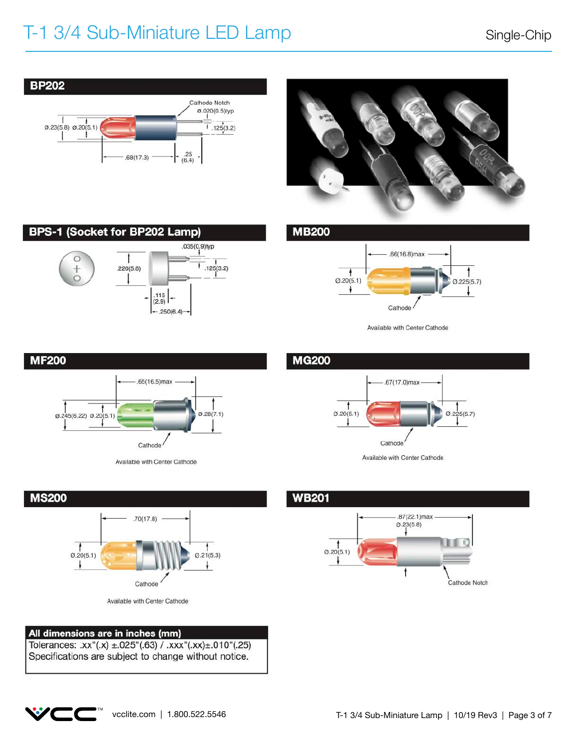# T-1 3/4 Sub-Miniature LED Lamp

Single-Chip

## BP202

Cathode Notch
Ø.020(0.5)typ

Ø.23(5.8) Ø.20(5.1)

.125(3.2)

.68(17.3)

.25 (6.4)

## BPS-1 (Socket for BP202 Lamp)

.035(0.9)typ

.220(5.6)

.125(3.2)

.115 (2.9)

.250(6.4)

## MB200

.66(16.8)max

Ø.20(5.1)

Ø.225(5.7)

Cathode

Available with Center Cathode

## MF200

.65(16.5)max

Ø.245(6.22) Ø.20(5.1)

Ø.28(7.1)

Cathode

Available with Center Cathode

## MG200

.67(17.0)max

Ø.20(5.1)

Ø.225(5.7)

Cathode

Available with Center Cathode

## MS200

.70(17.8)

Ø.20(5.1)

Ø.21(5.3)

Cathode

Available with Center Cathode

## WB201

.87(22.1)max
Ø.23(5.8)

Ø.20(5.1)

Cathode Notch

**All dimensions are in inches (mm)**

Tolerances: .xx"(.x) ±.025"(.63) / .xxx"(.xx)±.010"(.25)
Specifications are subject to change without notice.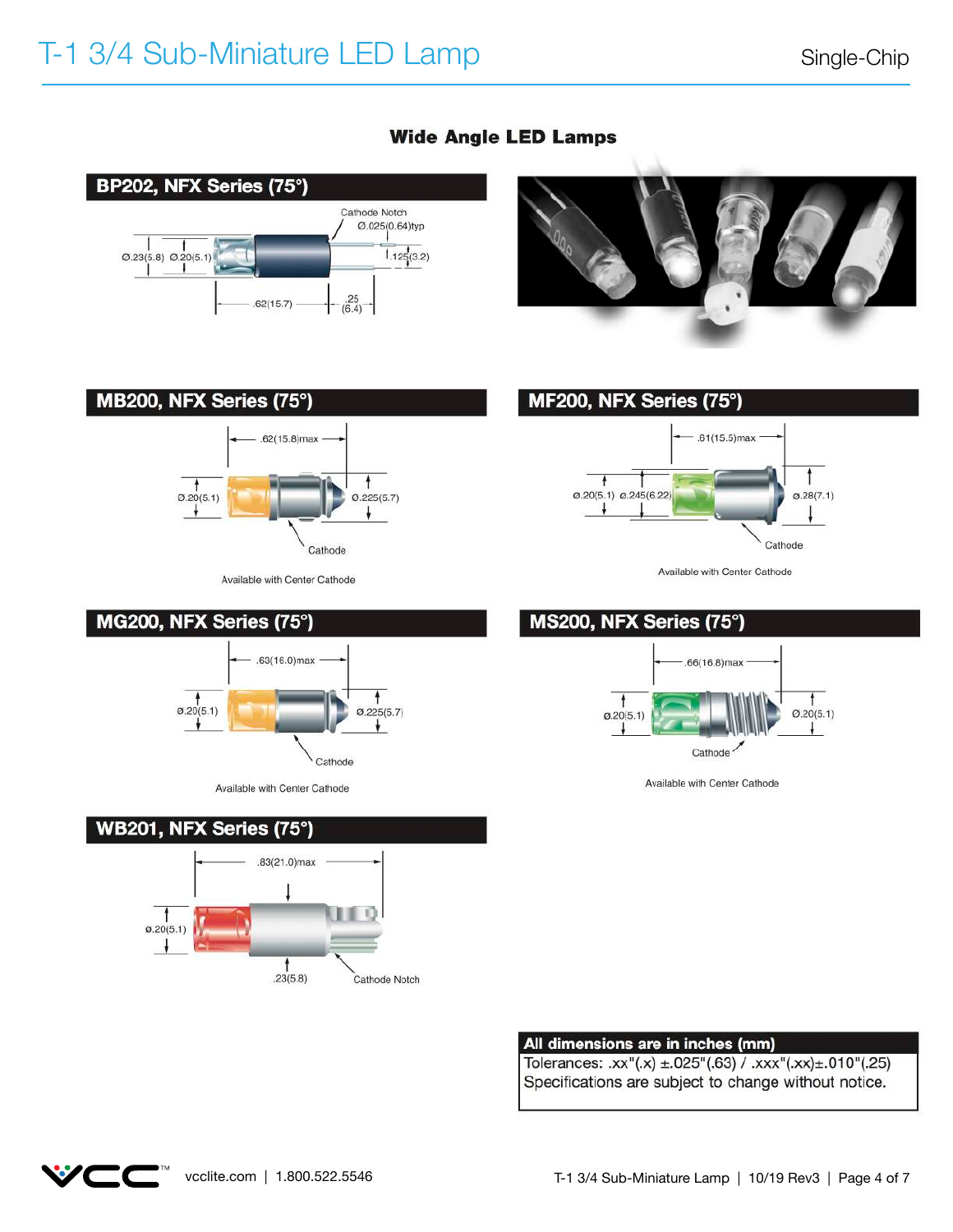# T-1 3/4 Sub-Miniature LED Lamp

Single-Chip

## Wide Angle LED Lamps

### BP202, NFX Series (75°)

Cathode Notch
Ø.025(0.64)typ

Ø.23(5.8) Ø.20(5.1)

.125(3.2)

.62(15.7)

.25
(6.4)

### MB200, NFX Series (75°)

.62(15.8)max

Ø.20(5.1)

Ø.225(5.7)

Cathode

Available with Center Cathode

### MF200, NFX Series (75°)

.61(15.5)max

Ø.20(5.1) Ø.245(6.22)

Ø.28(7.1)

Cathode

Available with Center Cathode

### MG200, NFX Series (75°)

.63(16.0)max

Ø.20(5.1)

Ø.225(5.7)

Cathode

Available with Center Cathode

### MS200, NFX Series (75°)

.66(16.8)max

Ø.20(5.1)

Ø.20(5.1)

Cathode

Available with Center Cathode

### WB201, NFX Series (75°)

.83(21.0)max

Ø.20(5.1)

.23(5.8)

Cathode Notch

**All dimensions are in inches (mm)**

Tolerances: .xx"(.x) ±.025"(.63) / .xxx"(.xx)±.010"(.25)
Specifications are subject to change without notice.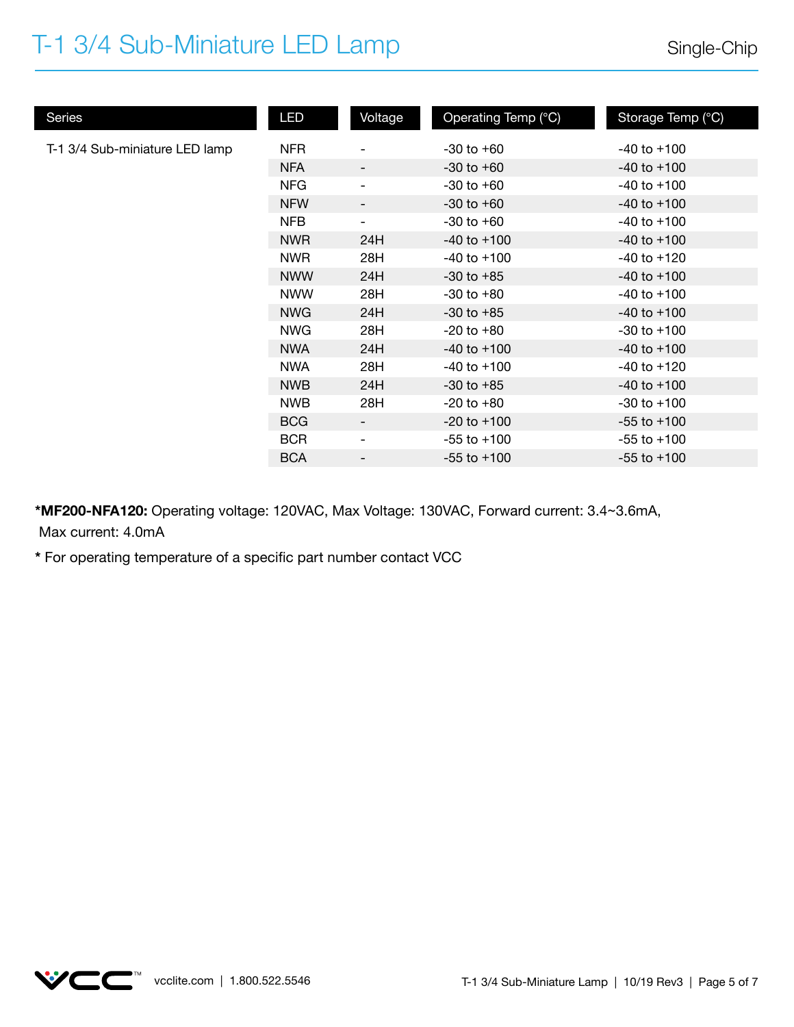# T-1 3/4 Sub-Miniature LED Lamp

Single-Chip

| Series | LED | Voltage | Operating Temp (°C) | Storage Temp (°C) |
|---|---|---|---|---|
| T-1 3/4 Sub-miniature LED lamp | NFR | - | -30 to +60 | -40 to +100 |
| | NFA | - | -30 to +60 | -40 to +100 |
| | NFG | - | -30 to +60 | -40 to +100 |
| | NFW | - | -30 to +60 | -40 to +100 |
| | NFB | - | -30 to +60 | -40 to +100 |
| | NWR | 24H | -40 to +100 | -40 to +100 |
| | NWR | 28H | -40 to +100 | -40 to +120 |
| | NWW | 24H | -30 to +85 | -40 to +100 |
| | NWW | 28H | -30 to +80 | -40 to +100 |
| | NWG | 24H | -30 to +85 | -40 to +100 |
| | NWG | 28H | -20 to +80 | -30 to +100 |
| | NWA | 24H | -40 to +100 | -40 to +100 |
| | NWA | 28H | -40 to +100 | -40 to +120 |
| | NWB | 24H | -30 to +85 | -40 to +100 |
| | NWB | 28H | -20 to +80 | -30 to +100 |
| | BCG | - | -20 to +100 | -55 to +100 |
| | BCR | - | -55 to +100 | -55 to +100 |
| | BCA | - | -55 to +100 | -55 to +100 |

***MF200-NFA120:** Operating voltage: 120VAC, Max Voltage: 130VAC, Forward current: 3.4~3.6mA, Max current: 4.0mA

* For operating temperature of a specific part number contact VCC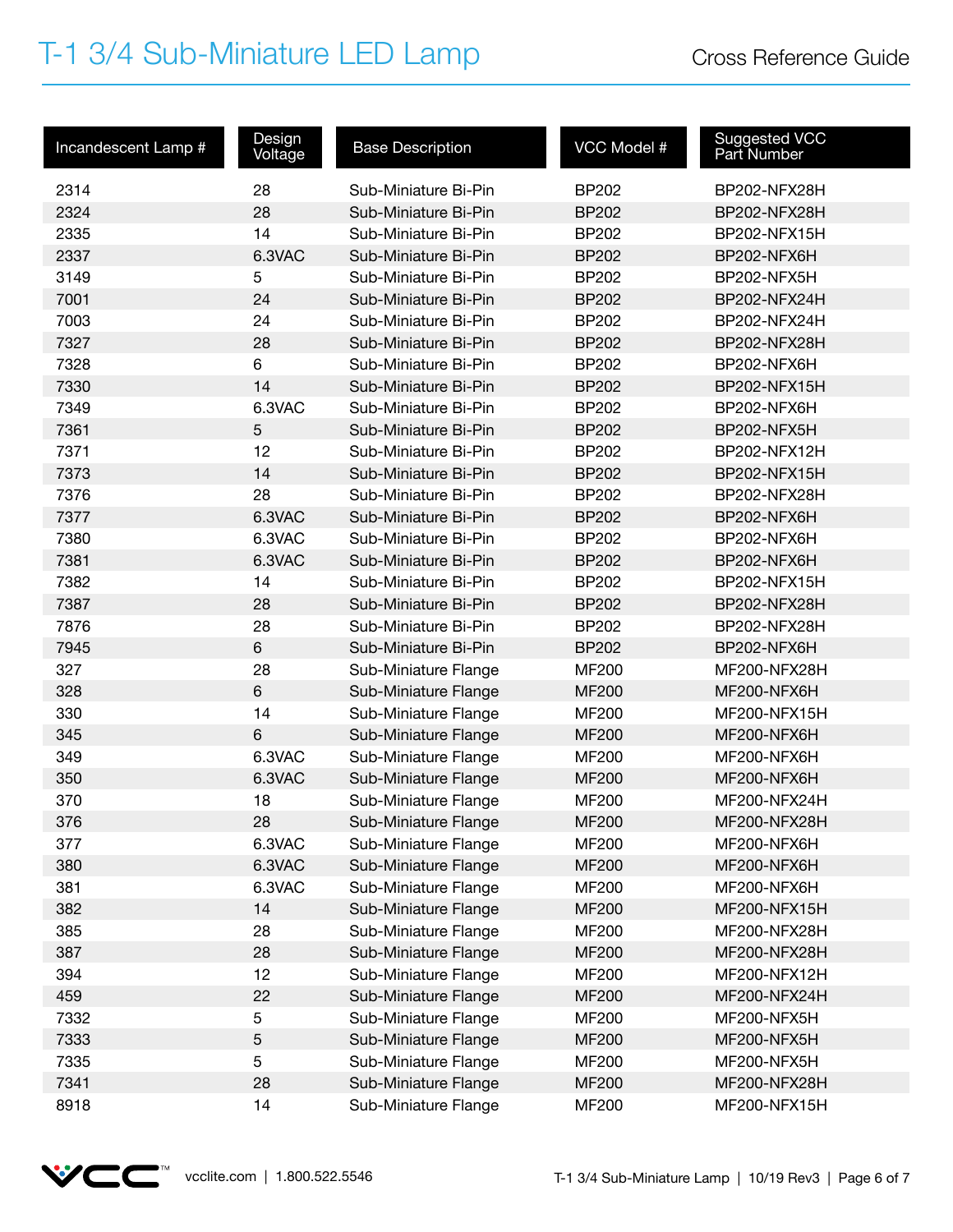# T-1 3/4 Sub-Miniature LED Lamp

Cross Reference Guide

| Incandescent Lamp # | Design Voltage | Base Description | VCC Model # | Suggested VCC Part Number |
|---|---|---|---|---|
| 2314 | 28 | Sub-Miniature Bi-Pin | BP202 | BP202-NFX28H |
| 2324 | 28 | Sub-Miniature Bi-Pin | BP202 | BP202-NFX28H |
| 2335 | 14 | Sub-Miniature Bi-Pin | BP202 | BP202-NFX15H |
| 2337 | 6.3VAC | Sub-Miniature Bi-Pin | BP202 | BP202-NFX6H |
| 3149 | 5 | Sub-Miniature Bi-Pin | BP202 | BP202-NFX5H |
| 7001 | 24 | Sub-Miniature Bi-Pin | BP202 | BP202-NFX24H |
| 7003 | 24 | Sub-Miniature Bi-Pin | BP202 | BP202-NFX24H |
| 7327 | 28 | Sub-Miniature Bi-Pin | BP202 | BP202-NFX28H |
| 7328 | 6 | Sub-Miniature Bi-Pin | BP202 | BP202-NFX6H |
| 7330 | 14 | Sub-Miniature Bi-Pin | BP202 | BP202-NFX15H |
| 7349 | 6.3VAC | Sub-Miniature Bi-Pin | BP202 | BP202-NFX6H |
| 7361 | 5 | Sub-Miniature Bi-Pin | BP202 | BP202-NFX5H |
| 7371 | 12 | Sub-Miniature Bi-Pin | BP202 | BP202-NFX12H |
| 7373 | 14 | Sub-Miniature Bi-Pin | BP202 | BP202-NFX15H |
| 7376 | 28 | Sub-Miniature Bi-Pin | BP202 | BP202-NFX28H |
| 7377 | 6.3VAC | Sub-Miniature Bi-Pin | BP202 | BP202-NFX6H |
| 7380 | 6.3VAC | Sub-Miniature Bi-Pin | BP202 | BP202-NFX6H |
| 7381 | 6.3VAC | Sub-Miniature Bi-Pin | BP202 | BP202-NFX6H |
| 7382 | 14 | Sub-Miniature Bi-Pin | BP202 | BP202-NFX15H |
| 7387 | 28 | Sub-Miniature Bi-Pin | BP202 | BP202-NFX28H |
| 7876 | 28 | Sub-Miniature Bi-Pin | BP202 | BP202-NFX28H |
| 7945 | 6 | Sub-Miniature Bi-Pin | BP202 | BP202-NFX6H |
| 327 | 28 | Sub-Miniature Flange | MF200 | MF200-NFX28H |
| 328 | 6 | Sub-Miniature Flange | MF200 | MF200-NFX6H |
| 330 | 14 | Sub-Miniature Flange | MF200 | MF200-NFX15H |
| 345 | 6 | Sub-Miniature Flange | MF200 | MF200-NFX6H |
| 349 | 6.3VAC | Sub-Miniature Flange | MF200 | MF200-NFX6H |
| 350 | 6.3VAC | Sub-Miniature Flange | MF200 | MF200-NFX6H |
| 370 | 18 | Sub-Miniature Flange | MF200 | MF200-NFX24H |
| 376 | 28 | Sub-Miniature Flange | MF200 | MF200-NFX28H |
| 377 | 6.3VAC | Sub-Miniature Flange | MF200 | MF200-NFX6H |
| 380 | 6.3VAC | Sub-Miniature Flange | MF200 | MF200-NFX6H |
| 381 | 6.3VAC | Sub-Miniature Flange | MF200 | MF200-NFX6H |
| 382 | 14 | Sub-Miniature Flange | MF200 | MF200-NFX15H |
| 385 | 28 | Sub-Miniature Flange | MF200 | MF200-NFX28H |
| 387 | 28 | Sub-Miniature Flange | MF200 | MF200-NFX28H |
| 394 | 12 | Sub-Miniature Flange | MF200 | MF200-NFX12H |
| 459 | 22 | Sub-Miniature Flange | MF200 | MF200-NFX24H |
| 7332 | 5 | Sub-Miniature Flange | MF200 | MF200-NFX5H |
| 7333 | 5 | Sub-Miniature Flange | MF200 | MF200-NFX5H |
| 7335 | 5 | Sub-Miniature Flange | MF200 | MF200-NFX5H |
| 7341 | 28 | Sub-Miniature Flange | MF200 | MF200-NFX28H |
| 8918 | 14 | Sub-Miniature Flange | MF200 | MF200-NFX15H |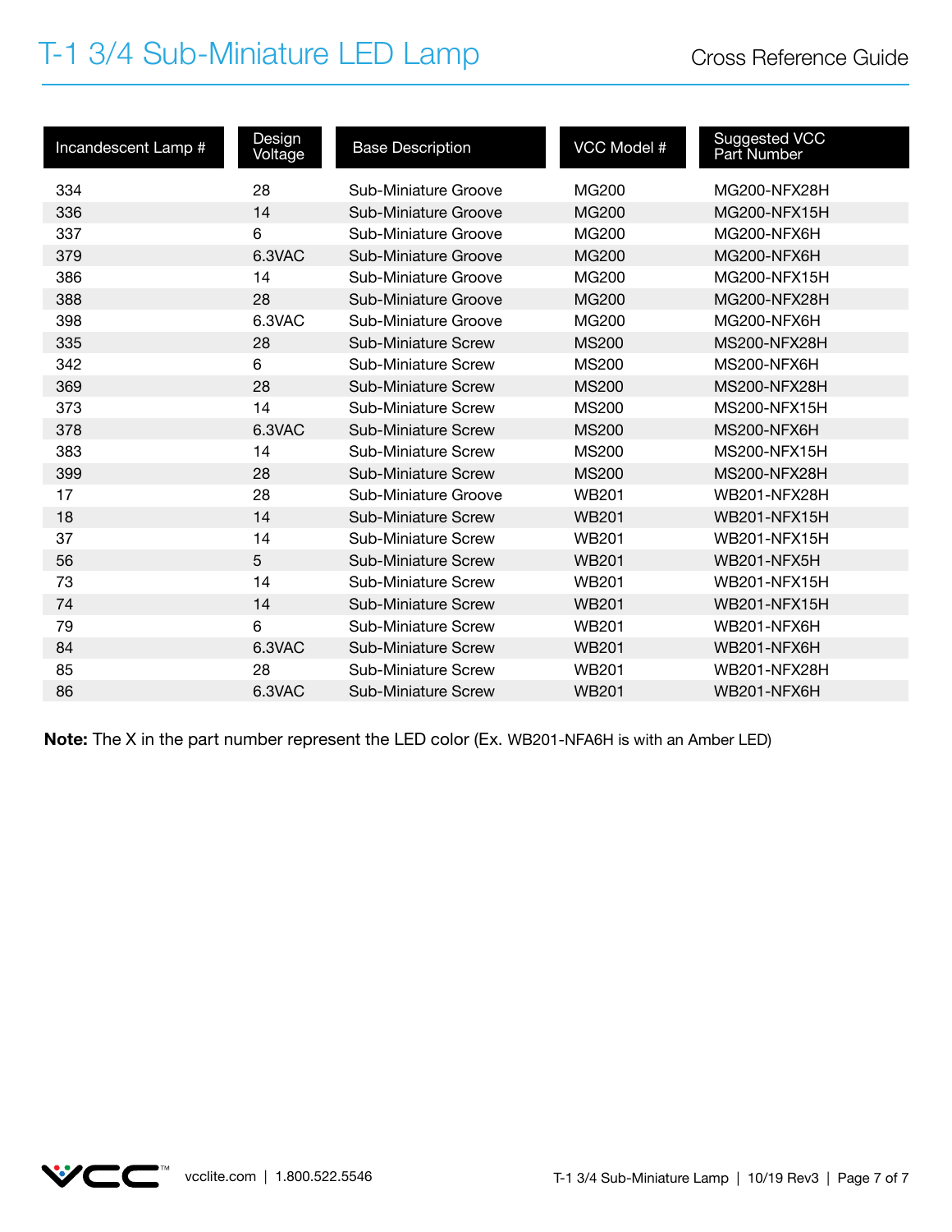# T-1 3/4 Sub-Miniature LED Lamp

Cross Reference Guide

| Incandescent Lamp # | Design Voltage | Base Description | VCC Model # | Suggested VCC Part Number |
|---|---|---|---|---|
| 334 | 28 | Sub-Miniature Groove | MG200 | MG200-NFX28H |
| 336 | 14 | Sub-Miniature Groove | MG200 | MG200-NFX15H |
| 337 | 6 | Sub-Miniature Groove | MG200 | MG200-NFX6H |
| 379 | 6.3VAC | Sub-Miniature Groove | MG200 | MG200-NFX6H |
| 386 | 14 | Sub-Miniature Groove | MG200 | MG200-NFX15H |
| 388 | 28 | Sub-Miniature Groove | MG200 | MG200-NFX28H |
| 398 | 6.3VAC | Sub-Miniature Groove | MG200 | MG200-NFX6H |
| 335 | 28 | Sub-Miniature Screw | MS200 | MS200-NFX28H |
| 342 | 6 | Sub-Miniature Screw | MS200 | MS200-NFX6H |
| 369 | 28 | Sub-Miniature Screw | MS200 | MS200-NFX28H |
| 373 | 14 | Sub-Miniature Screw | MS200 | MS200-NFX15H |
| 378 | 6.3VAC | Sub-Miniature Screw | MS200 | MS200-NFX6H |
| 383 | 14 | Sub-Miniature Screw | MS200 | MS200-NFX15H |
| 399 | 28 | Sub-Miniature Screw | MS200 | MS200-NFX28H |
| 17 | 28 | Sub-Miniature Groove | WB201 | WB201-NFX28H |
| 18 | 14 | Sub-Miniature Screw | WB201 | WB201-NFX15H |
| 37 | 14 | Sub-Miniature Screw | WB201 | WB201-NFX15H |
| 56 | 5 | Sub-Miniature Screw | WB201 | WB201-NFX5H |
| 73 | 14 | Sub-Miniature Screw | WB201 | WB201-NFX15H |
| 74 | 14 | Sub-Miniature Screw | WB201 | WB201-NFX15H |
| 79 | 6 | Sub-Miniature Screw | WB201 | WB201-NFX6H |
| 84 | 6.3VAC | Sub-Miniature Screw | WB201 | WB201-NFX6H |
| 85 | 28 | Sub-Miniature Screw | WB201 | WB201-NFX28H |
| 86 | 6.3VAC | Sub-Miniature Screw | WB201 | WB201-NFX6H |

**Note:** The X in the part number represent the LED color (Ex. WB201-NFA6H is with an Amber LED)